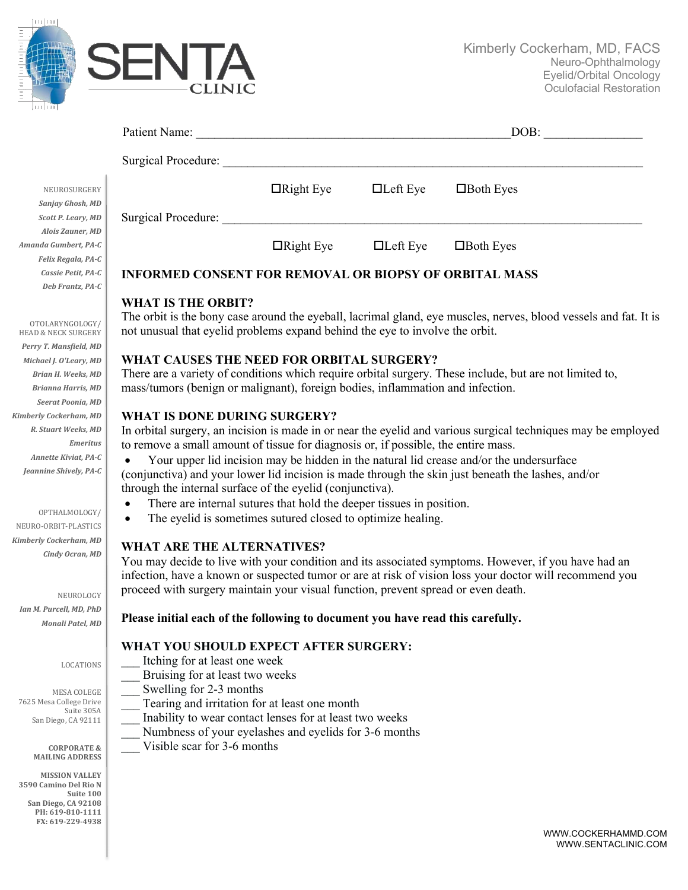SENTA CLINIC

Kimberly Cockerham, MD, FACS
Neuro-Ophthalmology
Eyelid/Orbital Oncology
Oculofacial Restoration

NEUROSURGERY
*Sanjay Ghosh, MD*
*Scott P. Leary, MD*
*Alois Zauner, MD*
*Amanda Gumbert, PA-C*
*Felix Regala, PA-C*
*Cassie Petit, PA-C*
*Deb Frantz, PA-C*

OTOLARYNGOLOGY/HEAD & NECK SURGERY
*Perry T. Mansfield, MD*
*Michael J. O'Leary, MD*
*Brian H. Weeks, MD*
*Brianna Harris, MD*
*Seerat Poonia, MD*
*Kimberly Cockerham, MD*
*R. Stuart Weeks, MD Emeritus*
*Annette Kiviat, PA-C*
*Jeannine Shively, PA-C*

OPTHALMOLOGY/NEURO-ORBIT-PLASTICS
*Kimberly Cockerham, MD*
*Cindy Ocran, MD*

NEUROLOGY
*Ian M. Purcell, MD, PhD*
*Monali Patel, MD*

LOCATIONS

MESA COLEGE
7625 Mesa College Drive
Suite 305A
San Diego, CA 92111

**CORPORATE & MAILING ADDRESS**

**MISSION VALLEY**
**3590 Camino Del Rio N**
**Suite 100**
**San Diego, CA 92108**
**PH: 619-810-1111**
**FX: 619-229-4938**

Patient Name: ____________________________________________________DOB: _______________

Surgical Procedure: ______________________________________________________________________

☐Right Eye ☐Left Eye ☐Both Eyes

Surgical Procedure: ______________________________________________________________________

☐Right Eye ☐Left Eye ☐Both Eyes

## INFORMED CONSENT FOR REMOVAL OR BIOPSY OF ORBITAL MASS

### WHAT IS THE ORBIT?

The orbit is the bony case around the eyeball, lacrimal gland, eye muscles, nerves, blood vessels and fat. It is not unusual that eyelid problems expand behind the eye to involve the orbit.

### WHAT CAUSES THE NEED FOR ORBITAL SURGERY?

There are a variety of conditions which require orbital surgery. These include, but are not limited to, mass/tumors (benign or malignant), foreign bodies, inflammation and infection.

### WHAT IS DONE DURING SURGERY?

In orbital surgery, an incision is made in or near the eyelid and various surgical techniques may be employed to remove a small amount of tissue for diagnosis or, if possible, the entire mass.

- Your upper lid incision may be hidden in the natural lid crease and/or the undersurface (conjunctiva) and your lower lid incision is made through the skin just beneath the lashes, and/or through the internal surface of the eyelid (conjunctiva).
- There are internal sutures that hold the deeper tissues in position.
- The eyelid is sometimes sutured closed to optimize healing.

### WHAT ARE THE ALTERNATIVES?

You may decide to live with your condition and its associated symptoms. However, if you have had an infection, have a known or suspected tumor or are at risk of vision loss your doctor will recommend you proceed with surgery maintain your visual function, prevent spread or even death.

**Please initial each of the following to document you have read this carefully.**

### WHAT YOU SHOULD EXPECT AFTER SURGERY:

___ Itching for at least one week
___ Bruising for at least two weeks
___ Swelling for 2-3 months
___ Tearing and irritation for at least one month
___ Inability to wear contact lenses for at least two weeks
___ Numbness of your eyelashes and eyelids for 3-6 months
___ Visible scar for 3-6 months

WWW.COCKERHAMMD.COM
WWW.SENTACLINIC.COM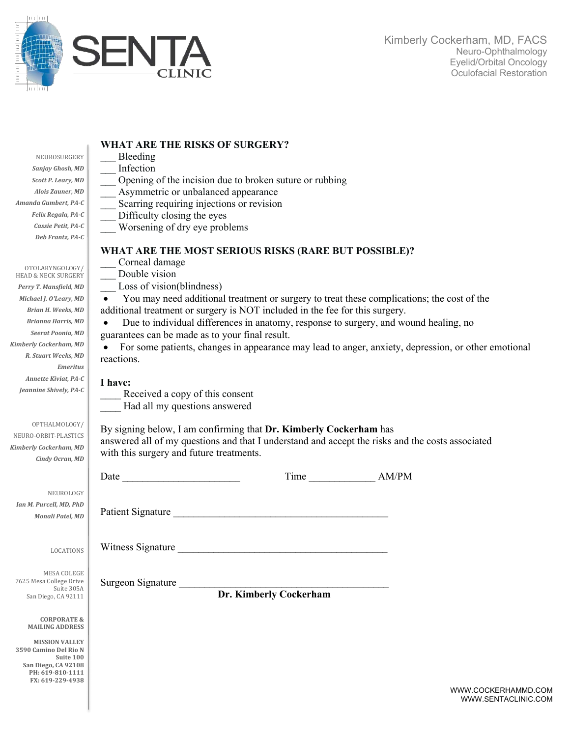Kimberly Cockerham, MD, FACS
Neuro-Ophthalmology
Eyelid/Orbital Oncology
Oculofacial Restoration

NEUROSURGERY
*Sanjay Ghosh, MD*
*Scott P. Leary, MD*
*Alois Zauner, MD*
*Amanda Gumbert, PA-C*
*Felix Regala, PA-C*
*Cassie Petit, PA-C*
*Deb Frantz, PA-C*

OTOLARYNGOLOGY/
HEAD & NECK SURGERY
*Perry T. Mansfield, MD*
*Michael J. O'Leary, MD*
*Brian H. Weeks, MD*
*Brianna Harris, MD*
*Seerat Poonia, MD*
*Kimberly Cockerham, MD*
*R. Stuart Weeks, MD*
*Emeritus*
*Annette Kiviat, PA-C*
*Jeannine Shively, PA-C*

OPTHALMOLOGY/
NEURO-ORBIT-PLASTICS
*Kimberly Cockerham, MD*
*Cindy Ocran, MD*

NEUROLOGY
*Ian M. Purcell, MD, PhD*
*Monali Patel, MD*

LOCATIONS

MESA COLLEGE
7625 Mesa College Drive
Suite 305A
San Diego, CA 92111

**CORPORATE & MAILING ADDRESS**

**MISSION VALLEY**
**3590 Camino Del Rio N**
**Suite 100**
**San Diego, CA 92108**
**PH: 619-810-1111**
**FX: 619-229-4938**

**WHAT ARE THE RISKS OF SURGERY?**

___ Bleeding
___ Infection
___ Opening of the incision due to broken suture or rubbing
___ Asymmetric or unbalanced appearance
___ Scarring requiring injections or revision
___ Difficulty closing the eyes
___ Worsening of dry eye problems

**WHAT ARE THE MOST SERIOUS RISKS (RARE BUT POSSIBLE)?**

___ Corneal damage
___ Double vision
___ Loss of vision(blindness)

- You may need additional treatment or surgery to treat these complications; the cost of the additional treatment or surgery is NOT included in the fee for this surgery.
- Due to individual differences in anatomy, response to surgery, and wound healing, no guarantees can be made as to your final result.
- For some patients, changes in appearance may lead to anger, anxiety, depression, or other emotional reactions.

**I have:**

____ Received a copy of this consent
____ Had all my questions answered

By signing below, I am confirming that **Dr. Kimberly Cockerham** has answered all of my questions and that I understand and accept the risks and the costs associated with this surgery and future treatments.

Date _______________________ Time ____________ AM/PM

Patient Signature __________________________________________

Witness Signature __________________________________________

Surgeon Signature __________________________________________
**Dr. Kimberly Cockerham**

WWW.COCKERHAMMD.COM
WWW.SENTACLINIC.COM